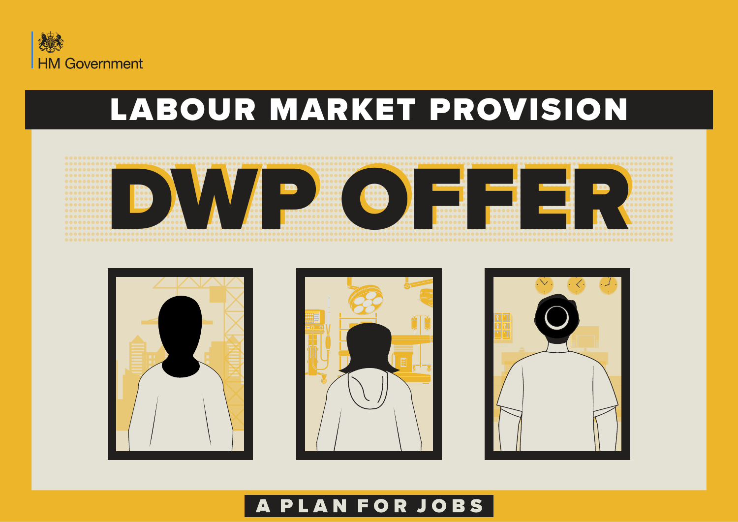HM Government

# LABOUR MARKET PROVISION

# DWP OFFER

## A PLAN FOR JOBS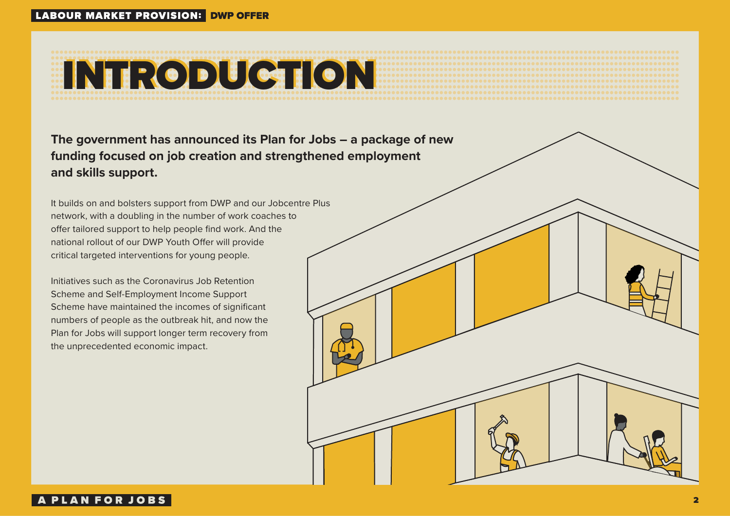# INTRODUCTION

**The government has announced its Plan for Jobs – a package of new funding focused on job creation and strengthened employment and skills support.**

It builds on and bolsters support from DWP and our Jobcentre Plus network, with a doubling in the number of work coaches to offer tailored support to help people find work. And the national rollout of our DWP Youth Offer will provide critical targeted interventions for young people.

Initiatives such as the Coronavirus Job Retention Scheme and Self-Employment Income Support Scheme have maintained the incomes of significant numbers of people as the outbreak hit, and now the Plan for Jobs will support longer term recovery from the unprecedented economic impact.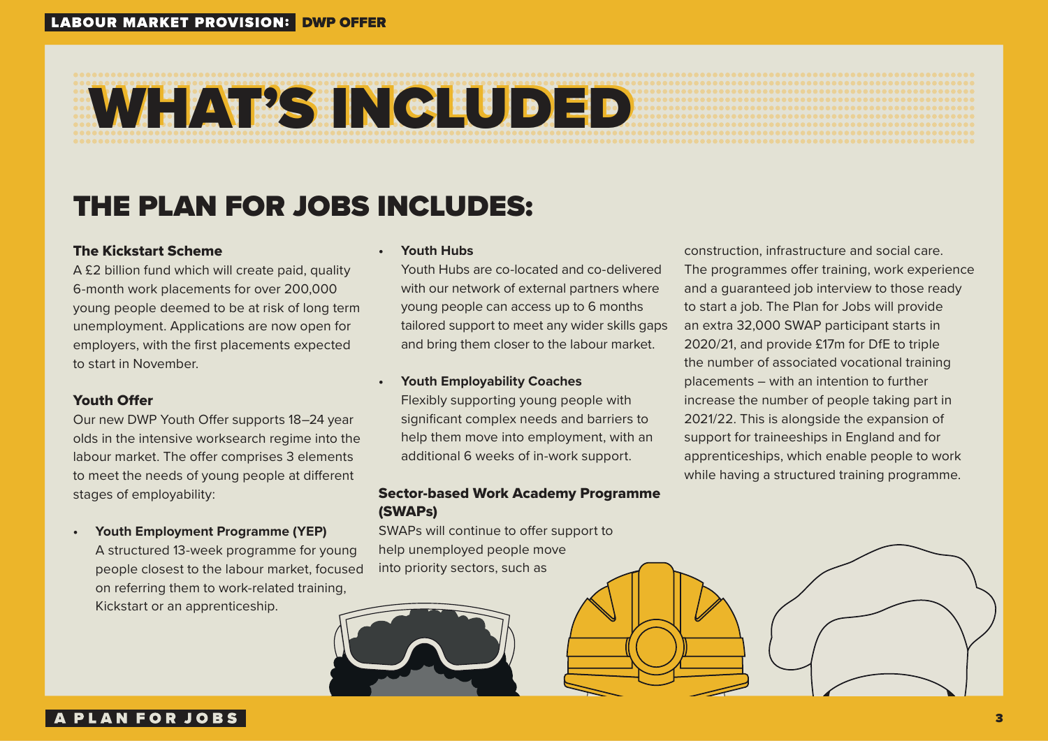# WHAT'S INCLUDED

## THE PLAN FOR JOBS INCLUDES:

### The Kickstart Scheme

A £2 billion fund which will create paid, quality 6-month work placements for over 200,000 young people deemed to be at risk of long term unemployment. Applications are now open for employers, with the first placements expected to start in November.

### Youth Offer

Our new DWP Youth Offer supports 18–24 year olds in the intensive worksearch regime into the labour market. The offer comprises 3 elements to meet the needs of young people at different stages of employability:

- **Youth Employment Programme (YEP)**
  A structured 13-week programme for young people closest to the labour market, focused on referring them to work-related training, Kickstart or an apprenticeship.

- **Youth Hubs**
  Youth Hubs are co-located and co-delivered with our network of external partners where young people can access up to 6 months tailored support to meet any wider skills gaps and bring them closer to the labour market.

- **Youth Employability Coaches**
  Flexibly supporting young people with significant complex needs and barriers to help them move into employment, with an additional 6 weeks of in-work support.

### Sector-based Work Academy Programme (SWAPs)

SWAPs will continue to offer support to help unemployed people move into priority sectors, such as construction, infrastructure and social care. The programmes offer training, work experience and a guaranteed job interview to those ready to start a job. The Plan for Jobs will provide an extra 32,000 SWAP participant starts in 2020/21, and provide £17m for DfE to triple the number of associated vocational training placements – with an intention to further increase the number of people taking part in 2021/22. This is alongside the expansion of support for traineeships in England and for apprenticeships, which enable people to work while having a structured training programme.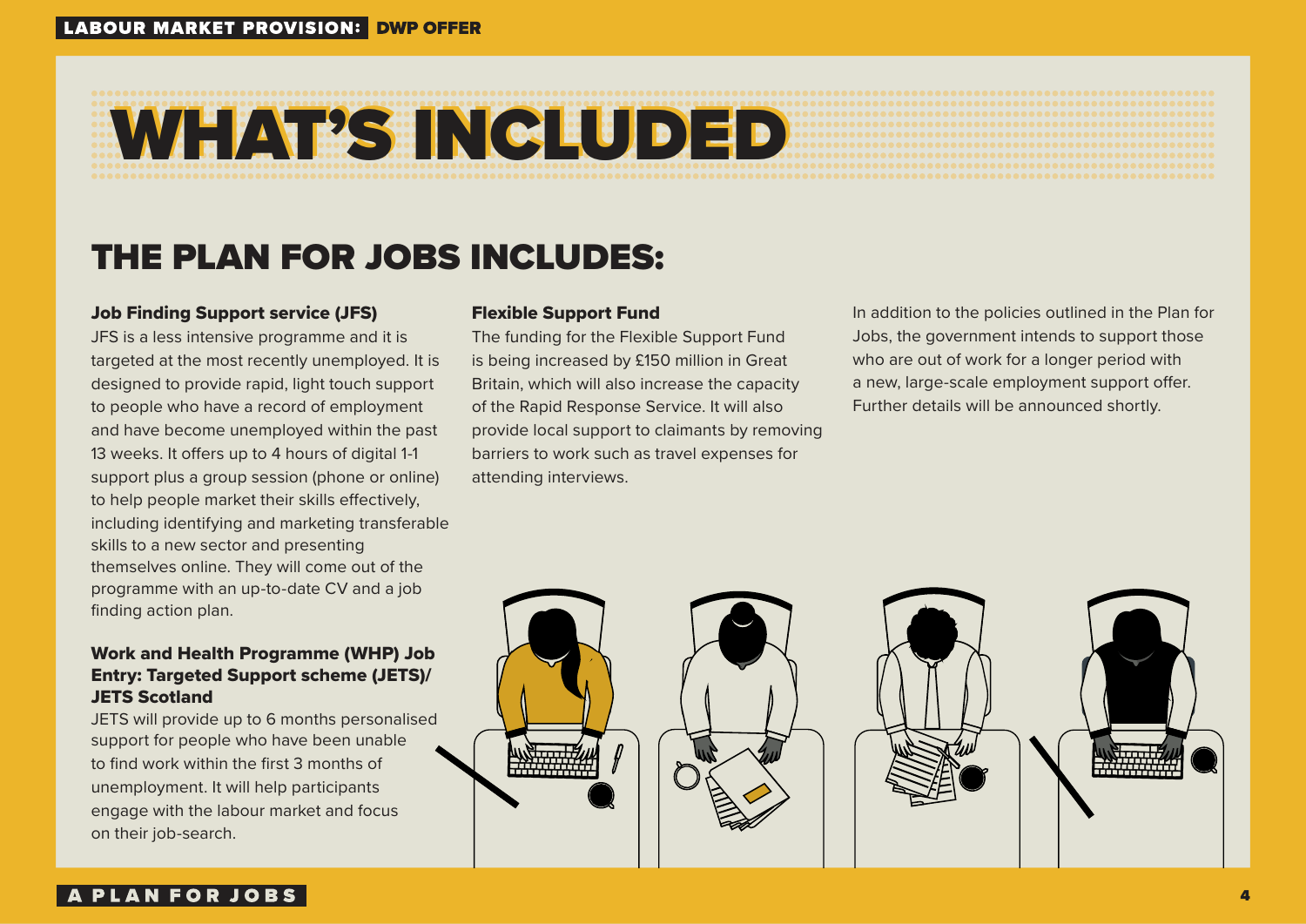# WHAT'S INCLUDED

## THE PLAN FOR JOBS INCLUDES:

### Job Finding Support service (JFS)

JFS is a less intensive programme and it is targeted at the most recently unemployed. It is designed to provide rapid, light touch support to people who have a record of employment and have become unemployed within the past 13 weeks. It offers up to 4 hours of digital 1-1 support plus a group session (phone or online) to help people market their skills effectively, including identifying and marketing transferable skills to a new sector and presenting themselves online. They will come out of the programme with an up-to-date CV and a job finding action plan.

### Work and Health Programme (WHP) Job Entry: Targeted Support scheme (JETS)/ JETS Scotland

JETS will provide up to 6 months personalised support for people who have been unable to find work within the first 3 months of unemployment. It will help participants engage with the labour market and focus on their job-search.

### Flexible Support Fund

The funding for the Flexible Support Fund is being increased by £150 million in Great Britain, which will also increase the capacity of the Rapid Response Service. It will also provide local support to claimants by removing barriers to work such as travel expenses for attending interviews.

In addition to the policies outlined in the Plan for Jobs, the government intends to support those who are out of work for a longer period with a new, large-scale employment support offer. Further details will be announced shortly.